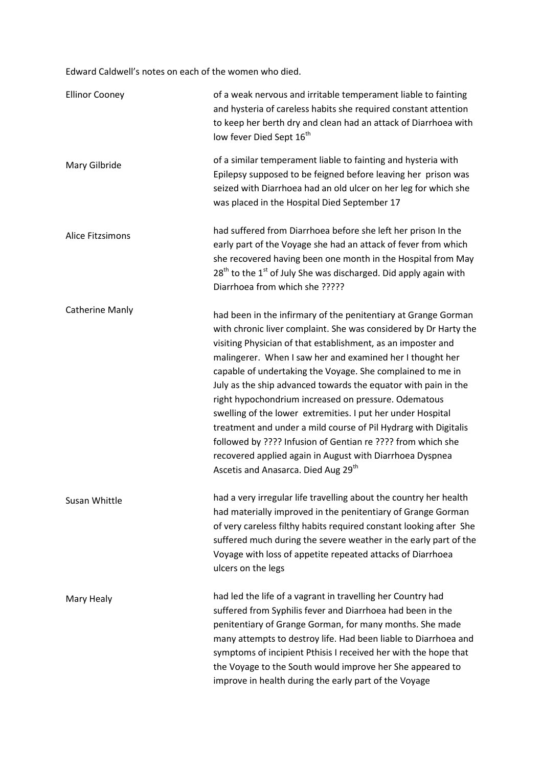Edward Caldwell's notes on each of the women who died.

| | |
|---|---|
| Ellinor Cooney | of a weak nervous and irritable temperament liable to fainting and hysteria of careless habits she required constant attention to keep her berth dry and clean had an attack of Diarrhoea with low fever Died Sept 16th |
| Mary Gilbride | of a similar temperament liable to fainting and hysteria with Epilepsy supposed to be feigned before leaving her prison was seized with Diarrhoea had an old ulcer on her leg for which she was placed in the Hospital Died September 17 |
| Alice Fitzsimons | had suffered from Diarrhoea before she left her prison In the early part of the Voyage she had an attack of fever from which she recovered having been one month in the Hospital from May 28th to the 1st of July She was discharged. Did apply again with Diarrhoea from which she ????? |
| Catherine Manly | had been in the infirmary of the penitentiary at Grange Gorman with chronic liver complaint. She was considered by Dr Harty the visiting Physician of that establishment, as an imposter and malingerer. When I saw her and examined her I thought her capable of undertaking the Voyage. She complained to me in July as the ship advanced towards the equator with pain in the right hypochondrium increased on pressure. Odematous swelling of the lower extremities. I put her under Hospital treatment and under a mild course of Pil Hydrarg with Digitalis followed by ???? Infusion of Gentian re ???? from which she recovered applied again in August with Diarrhoea Dyspnea Ascetis and Anasarca. Died Aug 29th |
| Susan Whittle | had a very irregular life travelling about the country her health had materially improved in the penitentiary of Grange Gorman of very careless filthy habits required constant looking after She suffered much during the severe weather in the early part of the Voyage with loss of appetite repeated attacks of Diarrhoea ulcers on the legs |
| Mary Healy | had led the life of a vagrant in travelling her Country had suffered from Syphilis fever and Diarrhoea had been in the penitentiary of Grange Gorman, for many months. She made many attempts to destroy life. Had been liable to Diarrhoea and symptoms of incipient Pthisis I received her with the hope that the Voyage to the South would improve her She appeared to improve in health during the early part of the Voyage |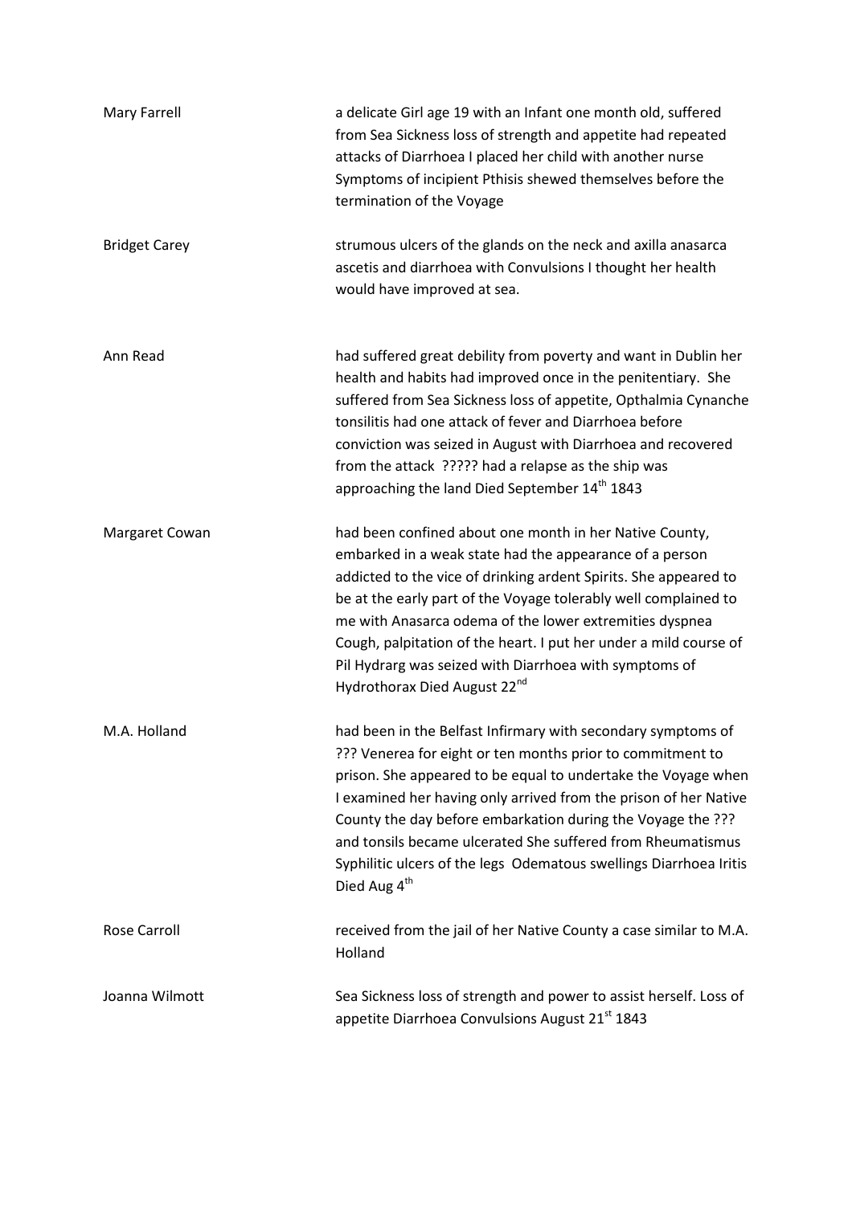| | |
|---|---|
| Mary Farrell | a delicate Girl age 19 with an Infant one month old, suffered from Sea Sickness loss of strength and appetite had repeated attacks of Diarrhoea I placed her child with another nurse Symptoms of incipient Pthisis shewed themselves before the termination of the Voyage |
| Bridget Carey | strumous ulcers of the glands on the neck and axilla anasarca ascetis and diarrhoea with Convulsions I thought her health would have improved at sea. |
| Ann Read | had suffered great debility from poverty and want in Dublin her health and habits had improved once in the penitentiary. She suffered from Sea Sickness loss of appetite, Opthalmia Cynanche tonsilitis had one attack of fever and Diarrhoea before conviction was seized in August with Diarrhoea and recovered from the attack ????? had a relapse as the ship was approaching the land Died September 14th 1843 |
| Margaret Cowan | had been confined about one month in her Native County, embarked in a weak state had the appearance of a person addicted to the vice of drinking ardent Spirits. She appeared to be at the early part of the Voyage tolerably well complained to me with Anasarca odema of the lower extremities dyspnea Cough, palpitation of the heart. I put her under a mild course of Pil Hydrarg was seized with Diarrhoea with symptoms of Hydrothorax Died August 22nd |
| M.A. Holland | had been in the Belfast Infirmary with secondary symptoms of ??? Venerea for eight or ten months prior to commitment to prison. She appeared to be equal to undertake the Voyage when I examined her having only arrived from the prison of her Native County the day before embarkation during the Voyage the ??? and tonsils became ulcerated She suffered from Rheumatismus Syphilitic ulcers of the legs Odematous swellings Diarrhoea Iritis Died Aug 4th |
| Rose Carroll | received from the jail of her Native County a case similar to M.A. Holland |
| Joanna Wilmott | Sea Sickness loss of strength and power to assist herself. Loss of appetite Diarrhoea Convulsions August 21st 1843 |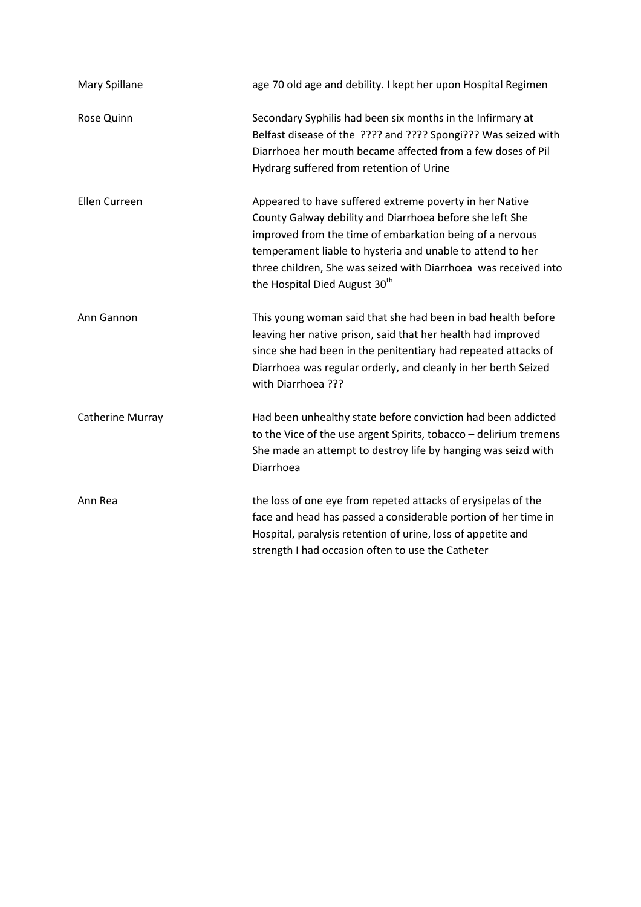| | |
|---|---|
| Mary Spillane | age 70 old age and debility. I kept her upon Hospital Regimen |
| Rose Quinn | Secondary Syphilis had been six months in the Infirmary at Belfast disease of the ???? and ???? Spongi??? Was seized with Diarrhoea her mouth became affected from a few doses of Pil Hydrarg suffered from retention of Urine |
| Ellen Curreen | Appeared to have suffered extreme poverty in her Native County Galway debility and Diarrhoea before she left She improved from the time of embarkation being of a nervous temperament liable to hysteria and unable to attend to her three children, She was seized with Diarrhoea was received into the Hospital Died August 30th |
| Ann Gannon | This young woman said that she had been in bad health before leaving her native prison, said that her health had improved since she had been in the penitentiary had repeated attacks of Diarrhoea was regular orderly, and cleanly in her berth Seized with Diarrhoea ??? |
| Catherine Murray | Had been unhealthy state before conviction had been addicted to the Vice of the use argent Spirits, tobacco – delirium tremens She made an attempt to destroy life by hanging was seizd with Diarrhoea |
| Ann Rea | the loss of one eye from repeted attacks of erysipelas of the face and head has passed a considerable portion of her time in Hospital, paralysis retention of urine, loss of appetite and strength I had occasion often to use the Catheter |